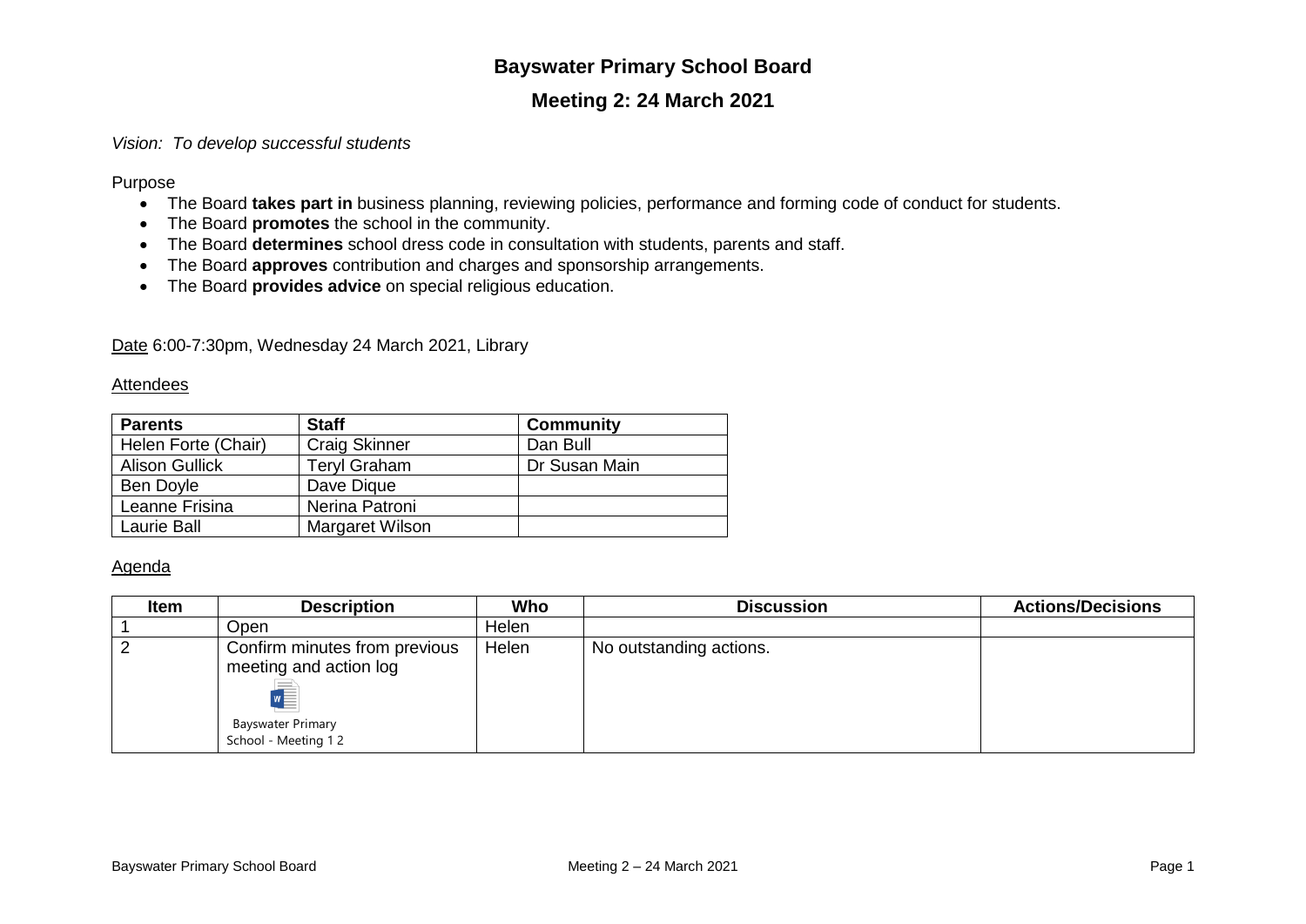# Bayswater Primary School Board

## Meeting 2: 24 March 2021

*Vision: To develop successful students*

Purpose

- The Board **takes part in** business planning, reviewing policies, performance and forming code of conduct for students.
- The Board **promotes** the school in the community.
- The Board **determines** school dress code in consultation with students, parents and staff.
- The Board **approves** contribution and charges and sponsorship arrangements.
- The Board **provides advice** on special religious education.

Date 6:00-7:30pm, Wednesday 24 March 2021, Library

Attendees

| Parents | Staff | Community |
|---|---|---|
| Helen Forte (Chair) | Craig Skinner | Dan Bull |
| Alison Gullick | Teryl Graham | Dr Susan Main |
| Ben Doyle | Dave Dique | |
| Leanne Frisina | Nerina Patroni | |
| Laurie Ball | Margaret Wilson | |

Agenda

| Item | Description | Who | Discussion | Actions/Decisions |
|---|---|---|---|---|
| 1 | Open | Helen | | |
| 2 | Confirm minutes from previous meeting and action log<br>Bayswater Primary School - Meeting 1 2 | Helen | No outstanding actions. | |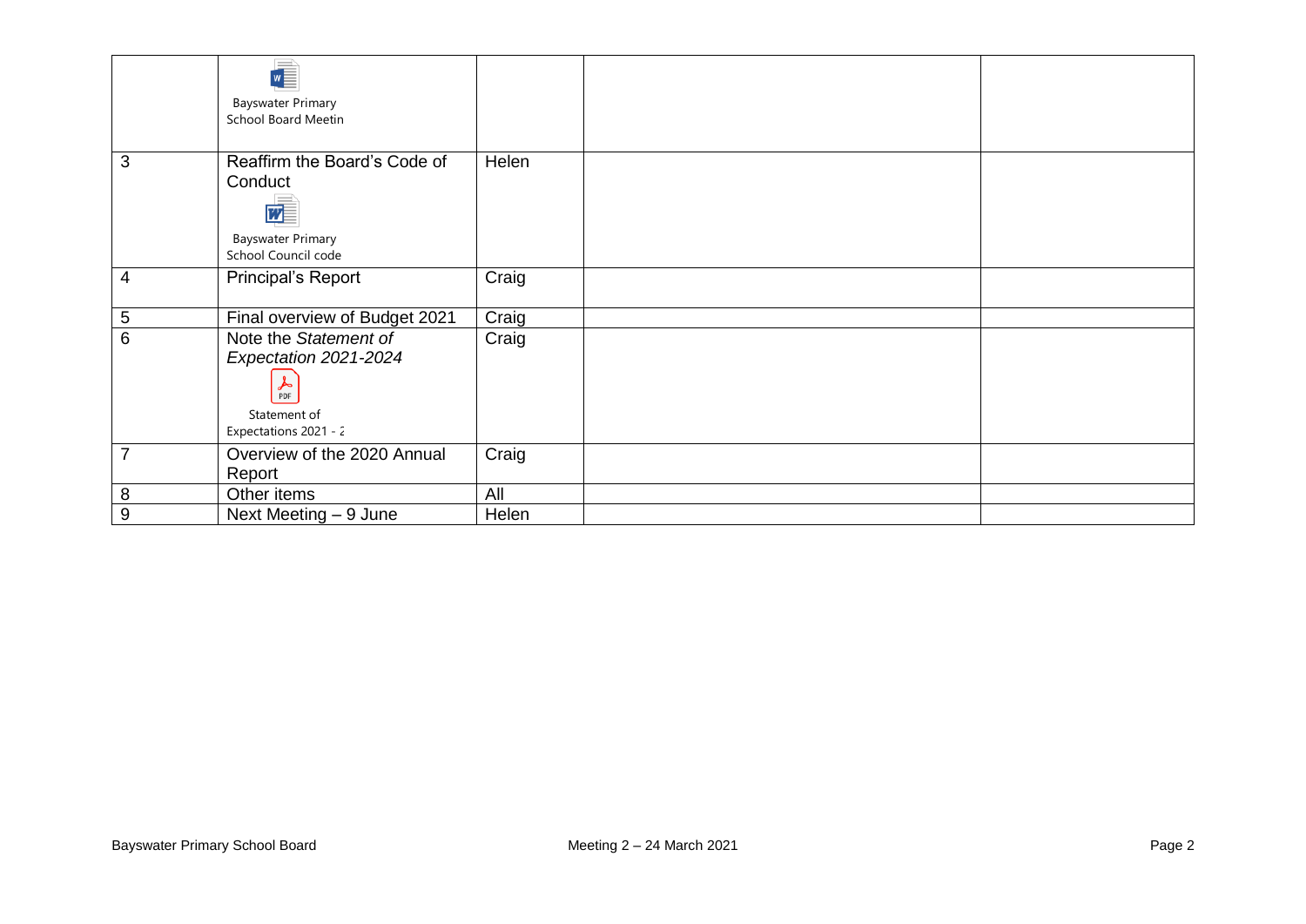| | | | | |
|---|---|---|---|---|
| | Bayswater Primary School Board Meetin | | | |
| 3 | Reaffirm the Board's Code of Conduct<br>Bayswater Primary School Council code | Helen | | |
| 4 | Principal's Report | Craig | | |
| 5 | Final overview of Budget 2021 | Craig | | |
| 6 | Note the *Statement of Expectation 2021-2024*<br>Statement of Expectations 2021 - 2 | Craig | | |
| 7 | Overview of the 2020 Annual Report | Craig | | |
| 8 | Other items | All | | |
| 9 | Next Meeting – 9 June | Helen | | |